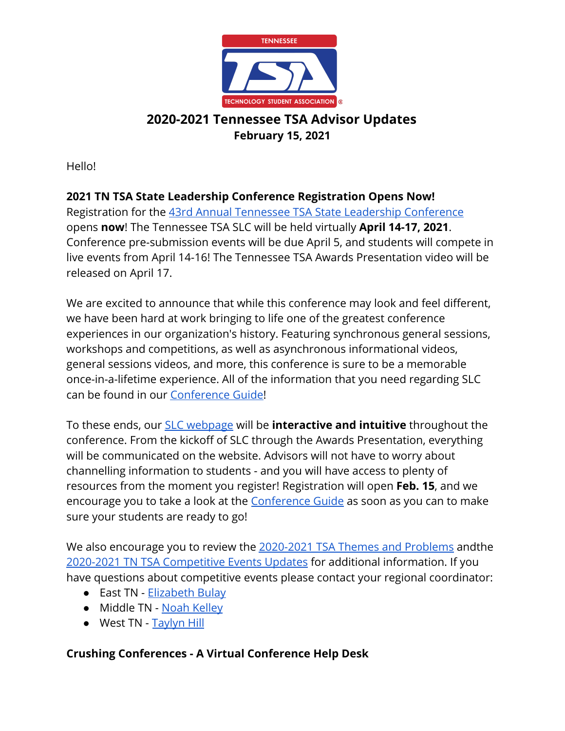# 2020-2021 Tennessee TSA Advisor Updates

**February 15, 2021**

Hello!

**2021 TN TSA State Leadership Conference Registration Opens Now!**

Registration for the 43rd Annual Tennessee TSA State Leadership Conference opens **now**! The Tennessee TSA SLC will be held virtually **April 14-17, 2021**. Conference pre-submission events will be due April 5, and students will compete in live events from April 14-16! The Tennessee TSA Awards Presentation video will be released on April 17.

We are excited to announce that while this conference may look and feel different, we have been hard at work bringing to life one of the greatest conference experiences in our organization's history. Featuring synchronous general sessions, workshops and competitions, as well as asynchronous informational videos, general sessions videos, and more, this conference is sure to be a memorable once-in-a-lifetime experience. All of the information that you need regarding SLC can be found in our Conference Guide!

To these ends, our SLC webpage will be **interactive and intuitive** throughout the conference. From the kickoff of SLC through the Awards Presentation, everything will be communicated on the website. Advisors will not have to worry about channelling information to students - and you will have access to plenty of resources from the moment you register! Registration will open **Feb. 15**, and we encourage you to take a look at the Conference Guide as soon as you can to make sure your students are ready to go!

We also encourage you to review the 2020-2021 TSA Themes and Problems andthe 2020-2021 TN TSA Competitive Events Updates for additional information. If you have questions about competitive events please contact your regional coordinator:

- East TN - Elizabeth Bulay
- Middle TN - Noah Kelley
- West TN - Taylyn Hill

**Crushing Conferences - A Virtual Conference Help Desk**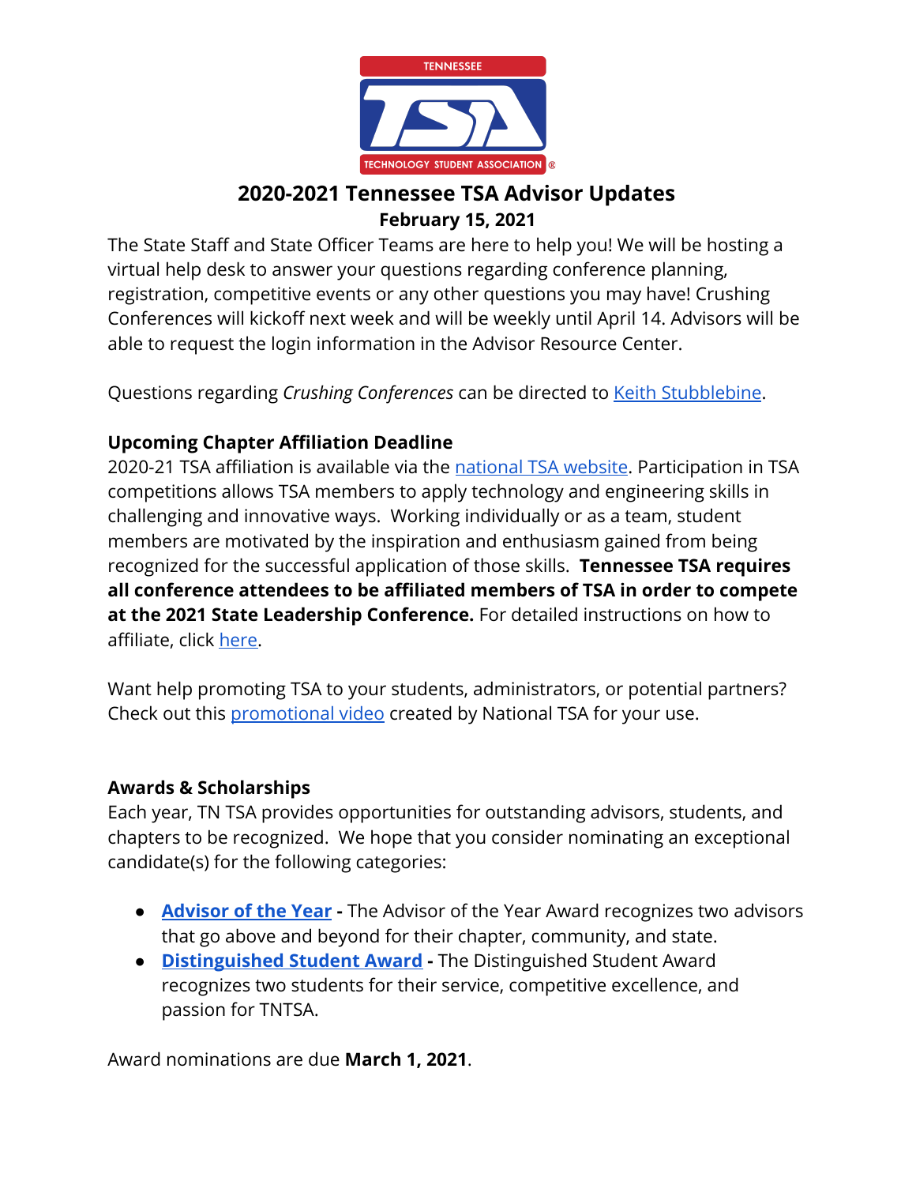# 2020-2021 Tennessee TSA Advisor Updates

**February 15, 2021**

The State Staff and State Officer Teams are here to help you! We will be hosting a virtual help desk to answer your questions regarding conference planning, registration, competitive events or any other questions you may have! Crushing Conferences will kickoff next week and will be weekly until April 14. Advisors will be able to request the login information in the Advisor Resource Center.

Questions regarding *Crushing Conferences* can be directed to Keith Stubblebine.

**Upcoming Chapter Affiliation Deadline**

2020-21 TSA affiliation is available via the national TSA website. Participation in TSA competitions allows TSA members to apply technology and engineering skills in challenging and innovative ways. Working individually or as a team, student members are motivated by the inspiration and enthusiasm gained from being recognized for the successful application of those skills. **Tennessee TSA requires all conference attendees to be affiliated members of TSA in order to compete at the 2021 State Leadership Conference.** For detailed instructions on how to affiliate, click here.

Want help promoting TSA to your students, administrators, or potential partners? Check out this promotional video created by National TSA for your use.

**Awards & Scholarships**

Each year, TN TSA provides opportunities for outstanding advisors, students, and chapters to be recognized. We hope that you consider nominating an exceptional candidate(s) for the following categories:

- **Advisor of the Year** - The Advisor of the Year Award recognizes two advisors that go above and beyond for their chapter, community, and state.
- **Distinguished Student Award** - The Distinguished Student Award recognizes two students for their service, competitive excellence, and passion for TNTSA.

Award nominations are due **March 1, 2021**.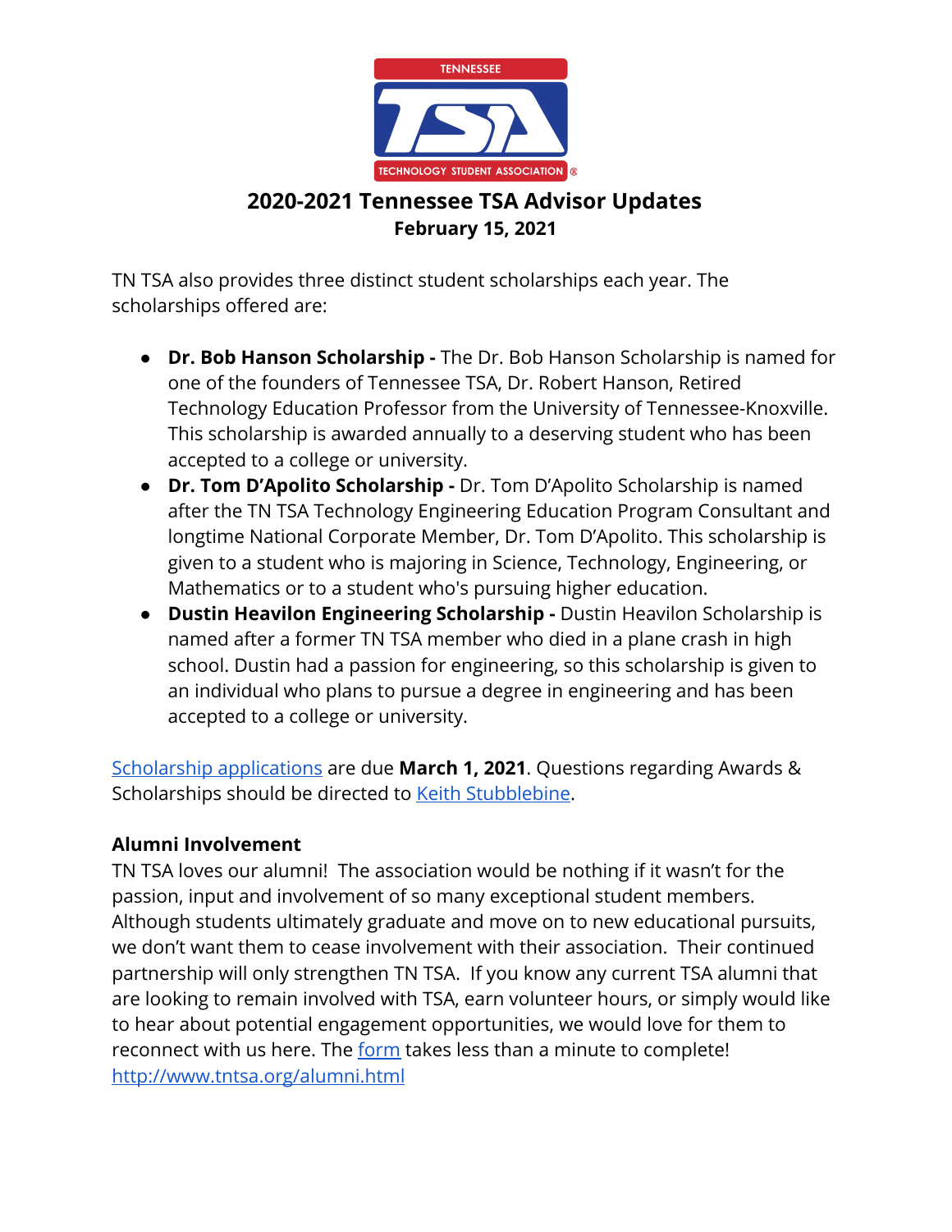## 2020-2021 Tennessee TSA Advisor Updates

**February 15, 2021**

TN TSA also provides three distinct student scholarships each year. The scholarships offered are:

- **Dr. Bob Hanson Scholarship -** The Dr. Bob Hanson Scholarship is named for one of the founders of Tennessee TSA, Dr. Robert Hanson, Retired Technology Education Professor from the University of Tennessee-Knoxville. This scholarship is awarded annually to a deserving student who has been accepted to a college or university.
- **Dr. Tom D'Apolito Scholarship -** Dr. Tom D'Apolito Scholarship is named after the TN TSA Technology Engineering Education Program Consultant and longtime National Corporate Member, Dr. Tom D'Apolito. This scholarship is given to a student who is majoring in Science, Technology, Engineering, or Mathematics or to a student who's pursuing higher education.
- **Dustin Heavilon Engineering Scholarship -** Dustin Heavilon Scholarship is named after a former TN TSA member who died in a plane crash in high school. Dustin had a passion for engineering, so this scholarship is given to an individual who plans to pursue a degree in engineering and has been accepted to a college or university.

Scholarship applications are due **March 1, 2021**. Questions regarding Awards & Scholarships should be directed to Keith Stubblebine.

**Alumni Involvement**

TN TSA loves our alumni! The association would be nothing if it wasn't for the passion, input and involvement of so many exceptional student members. Although students ultimately graduate and move on to new educational pursuits, we don't want them to cease involvement with their association. Their continued partnership will only strengthen TN TSA. If you know any current TSA alumni that are looking to remain involved with TSA, earn volunteer hours, or simply would like to hear about potential engagement opportunities, we would love for them to reconnect with us here. The form takes less than a minute to complete!
http://www.tntsa.org/alumni.html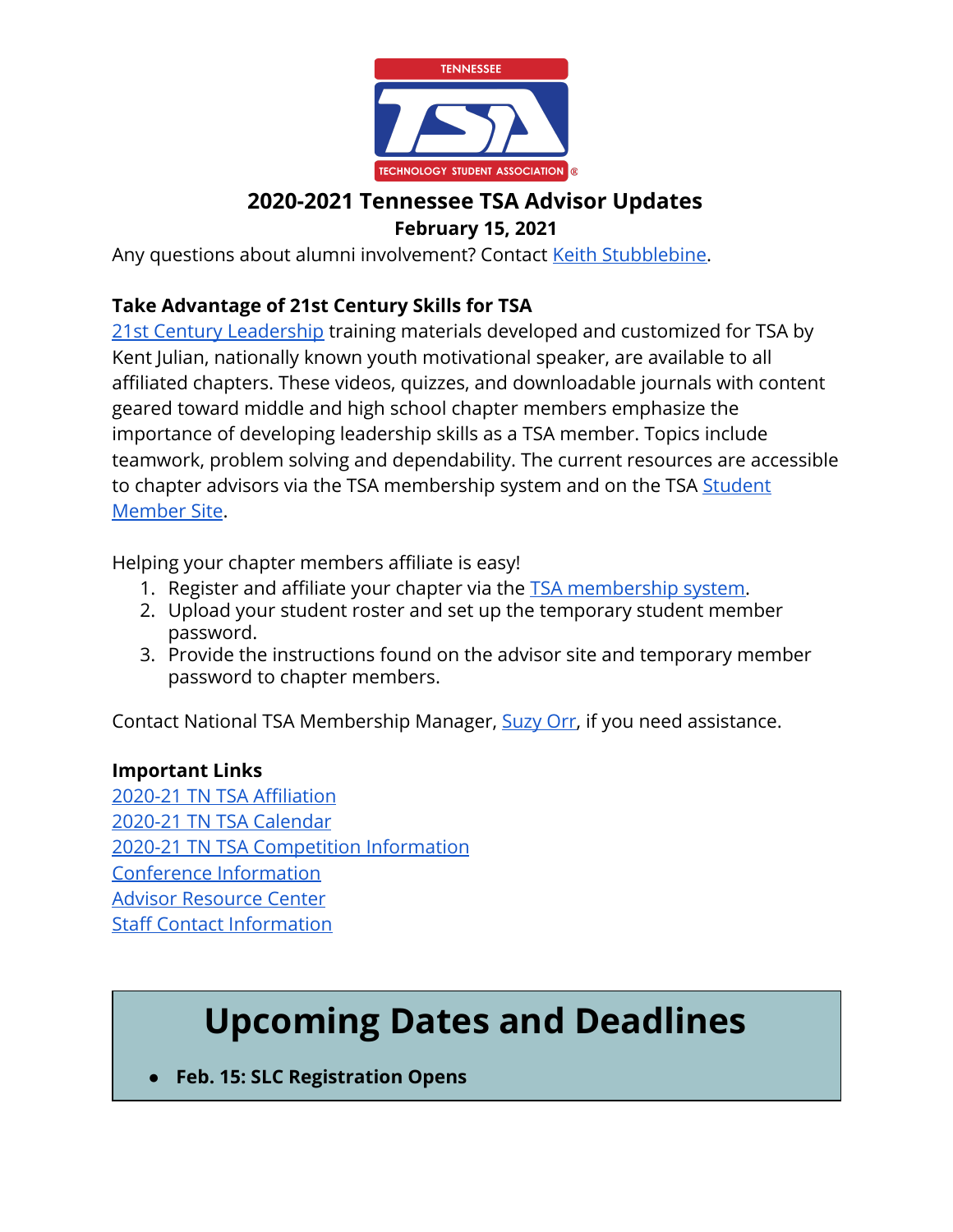# 2020-2021 Tennessee TSA Advisor Updates

**February 15, 2021**

Any questions about alumni involvement? Contact Keith Stubblebine.

**Take Advantage of 21st Century Skills for TSA**

21st Century Leadership training materials developed and customized for TSA by Kent Julian, nationally known youth motivational speaker, are available to all affiliated chapters. These videos, quizzes, and downloadable journals with content geared toward middle and high school chapter members emphasize the importance of developing leadership skills as a TSA member. Topics include teamwork, problem solving and dependability. The current resources are accessible to chapter advisors via the TSA membership system and on the TSA Student Member Site.

Helping your chapter members affiliate is easy!

1. Register and affiliate your chapter via the TSA membership system.
2. Upload your student roster and set up the temporary student member password.
3. Provide the instructions found on the advisor site and temporary member password to chapter members.

Contact National TSA Membership Manager, Suzy Orr, if you need assistance.

**Important Links**

2020-21 TN TSA Affiliation
2020-21 TN TSA Calendar
2020-21 TN TSA Competition Information
Conference Information
Advisor Resource Center
Staff Contact Information

## Upcoming Dates and Deadlines

- **Feb. 15: SLC Registration Opens**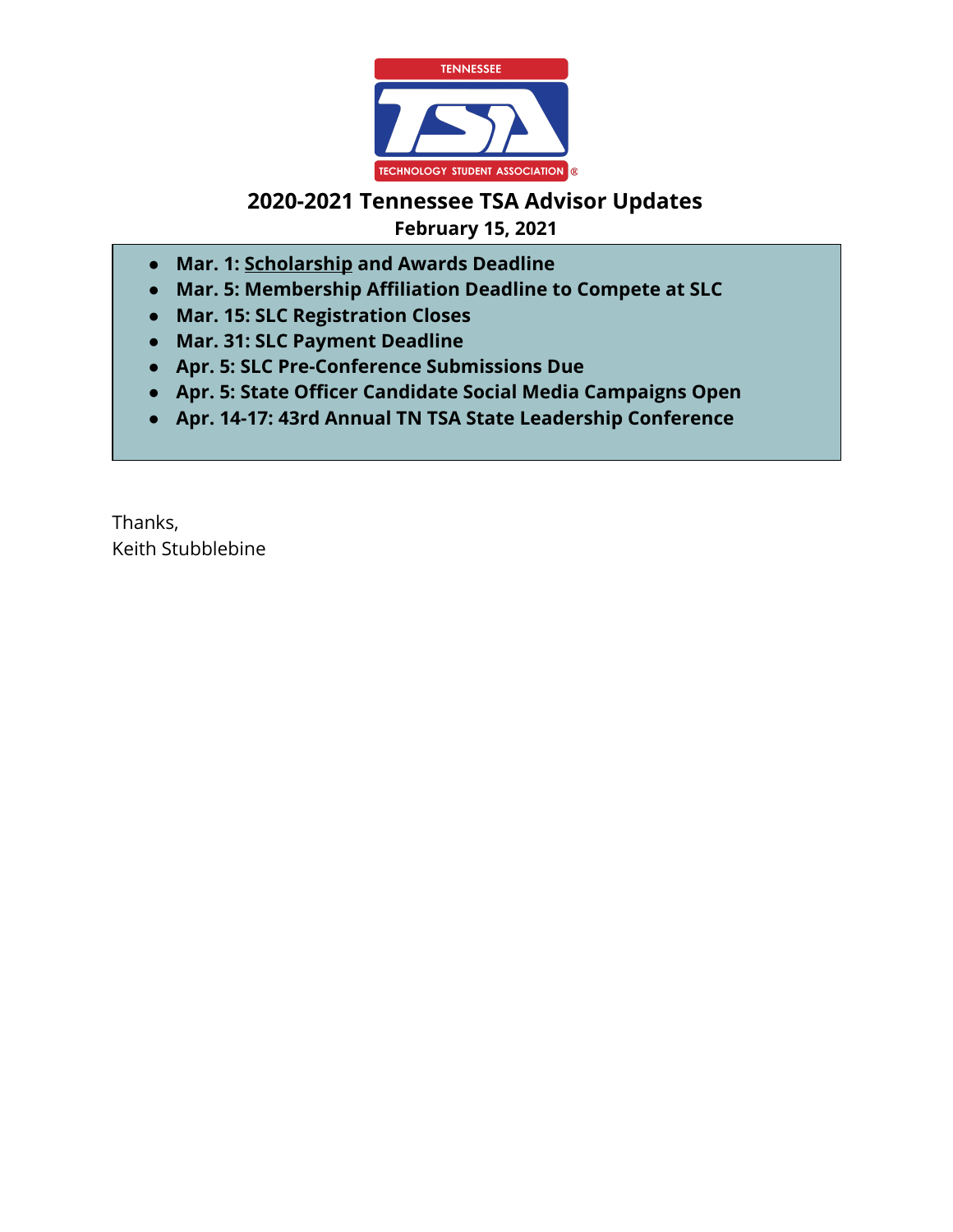## 2020-2021 Tennessee TSA Advisor Updates

**February 15, 2021**

- **Mar. 1: Scholarship and Awards Deadline**
- **Mar. 5: Membership Affiliation Deadline to Compete at SLC**
- **Mar. 15: SLC Registration Closes**
- **Mar. 31: SLC Payment Deadline**
- **Apr. 5: SLC Pre-Conference Submissions Due**
- **Apr. 5: State Officer Candidate Social Media Campaigns Open**
- **Apr. 14-17: 43rd Annual TN TSA State Leadership Conference**

Thanks,
Keith Stubblebine